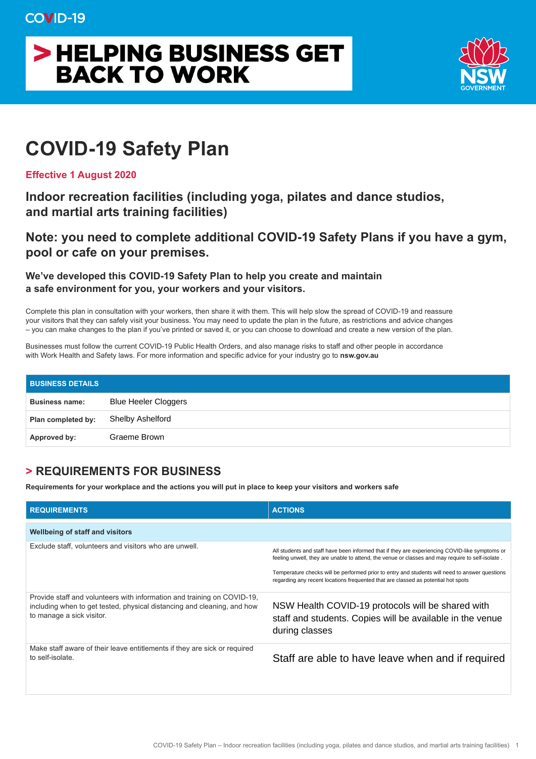COVID-19

# > HELPING BUSINESS GET BACK TO WORK

NSW GOVERNMENT

# COVID-19 Safety Plan

**Effective 1 August 2020**

## Indoor recreation facilities (including yoga, pilates and dance studios, and martial arts training facilities)

## Note: you need to complete additional COVID-19 Safety Plans if you have a gym, pool or cafe on your premises.

### We've developed this COVID-19 Safety Plan to help you create and maintain a safe environment for you, your workers and your visitors.

Complete this plan in consultation with your workers, then share it with them. This will help slow the spread of COVID-19 and reassure your visitors that they can safely visit your business. You may need to update the plan in the future, as restrictions and advice changes – you can make changes to the plan if you've printed or saved it, or you can choose to download and create a new version of the plan.

Businesses must follow the current COVID-19 Public Health Orders, and also manage risks to staff and other people in accordance with Work Health and Safety laws. For more information and specific advice for your industry go to **nsw.gov.au**

| BUSINESS DETAILS | |
|---|---|
| **Business name:** | Blue Heeler Cloggers |
| **Plan completed by:** | Shelby Ashelford |
| **Approved by:** | Graeme Brown |

## > REQUIREMENTS FOR BUSINESS

**Requirements for your workplace and the actions you will put in place to keep your visitors and workers safe**

| REQUIREMENTS | ACTIONS |
|---|---|
| **Wellbeing of staff and visitors** | |
| Exclude staff, volunteers and visitors who are unwell. | All students and staff have been informed that if they are experiencing COVID-like symptoms or feeling unwell, they are unable to attend, the venue or classes and may require to self-isolate . <br><br> Temperature checks will be performed prior to entry and students will need to answer questions regarding any recent locations frequented that are classed as potential hot spots |
| Provide staff and volunteers with information and training on COVID-19, including when to get tested, physical distancing and cleaning, and how to manage a sick visitor. | NSW Health COVID-19 protocols will be shared with staff and students. Copies will be available in the venue during classes |
| Make staff aware of their leave entitlements if they are sick or required to self-isolate. | Staff are able to have leave when and if required |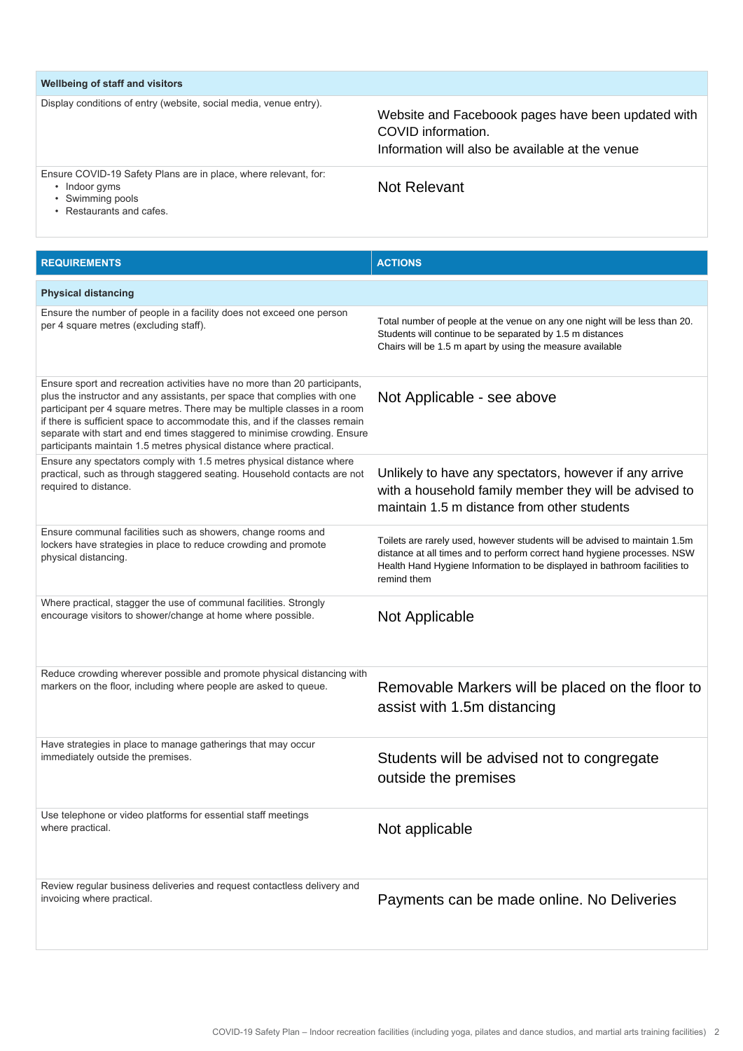| Wellbeing of staff and visitors | |
|---|---|
| Display conditions of entry (website, social media, venue entry). | Website and Faceboook pages have been updated with COVID information.<br>Information will also be available at the venue |
| Ensure COVID-19 Safety Plans are in place, where relevant, for:<br>• Indoor gyms<br>• Swimming pools<br>• Restaurants and cafes. | Not Relevant |

| REQUIREMENTS | ACTIONS |
|---|---|
| **Physical distancing** | |
| Ensure the number of people in a facility does not exceed one person per 4 square metres (excluding staff). | Total number of people at the venue on any one night will be less than 20.<br>Students will continue to be separated by 1.5 m distances<br>Chairs will be 1.5 m apart by using the measure available |
| Ensure sport and recreation activities have no more than 20 participants, plus the instructor and any assistants, per space that complies with one participant per 4 square metres. There may be multiple classes in a room if there is sufficient space to accommodate this, and if the classes remain separate with start and end times staggered to minimise crowding. Ensure participants maintain 1.5 metres physical distance where practical. | Not Applicable - see above |
| Ensure any spectators comply with 1.5 metres physical distance where practical, such as through staggered seating. Household contacts are not required to distance. | Unlikely to have any spectators, however if any arrive with a household family member they will be advised to maintain 1.5 m distance from other students |
| Ensure communal facilities such as showers, change rooms and lockers have strategies in place to reduce crowding and promote physical distancing. | Toilets are rarely used, however students will be advised to maintain 1.5m distance at all times and to perform correct hand hygiene processes. NSW Health Hand Hygiene Information to be displayed in bathroom facilities to remind them |
| Where practical, stagger the use of communal facilities. Strongly encourage visitors to shower/change at home where possible. | Not Applicable |
| Reduce crowding wherever possible and promote physical distancing with markers on the floor, including where people are asked to queue. | Removable Markers will be placed on the floor to assist with 1.5m distancing |
| Have strategies in place to manage gatherings that may occur immediately outside the premises. | Students will be advised not to congregate outside the premises |
| Use telephone or video platforms for essential staff meetings where practical. | Not applicable |
| Review regular business deliveries and request contactless delivery and invoicing where practical. | Payments can be made online. No Deliveries |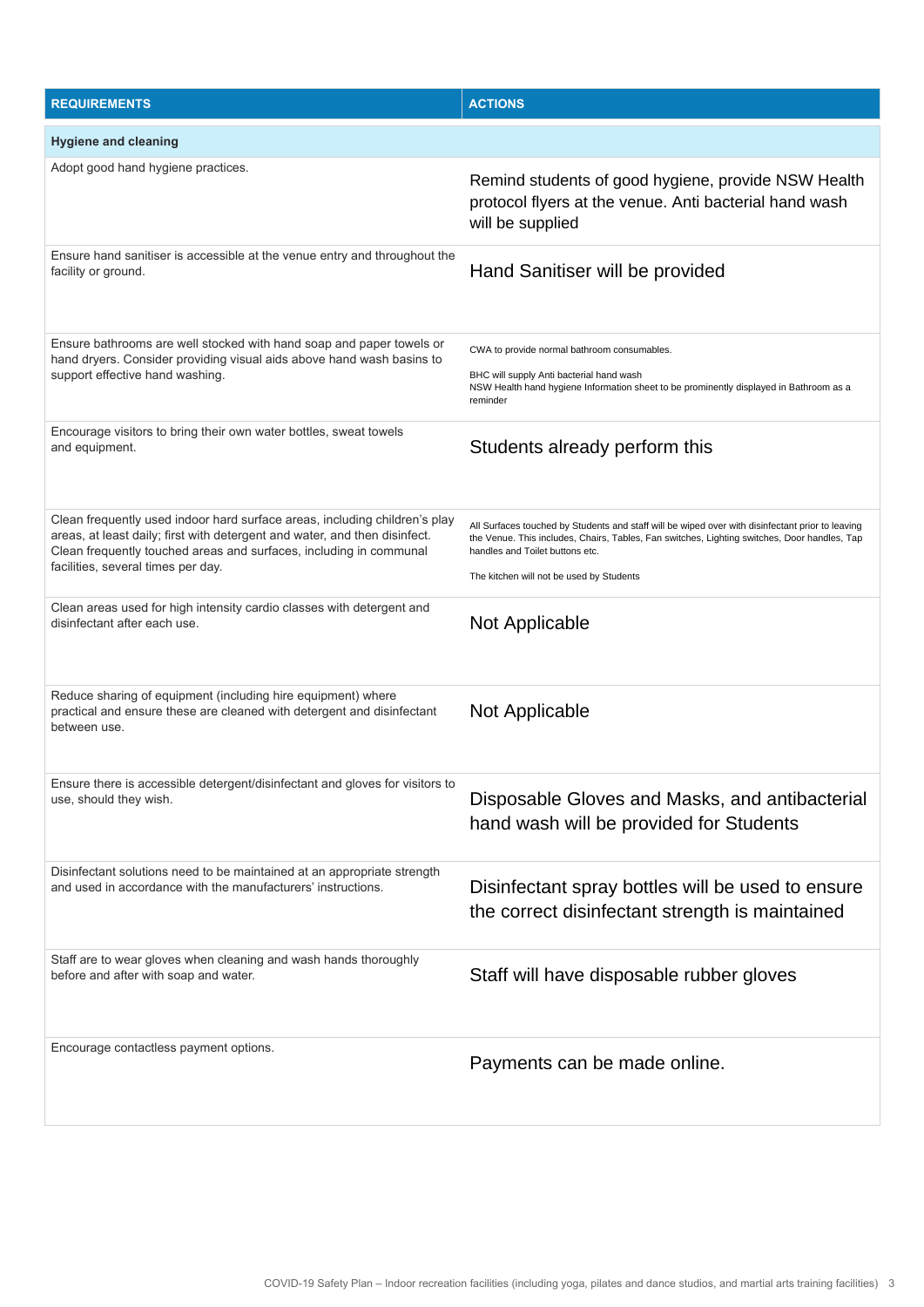| REQUIREMENTS | ACTIONS |
|---|---|
| **Hygiene and cleaning** | |
| Adopt good hand hygiene practices. | Remind students of good hygiene, provide NSW Health protocol flyers at the venue. Anti bacterial hand wash will be supplied |
| Ensure hand sanitiser is accessible at the venue entry and throughout the facility or ground. | Hand Sanitiser will be provided |
| Ensure bathrooms are well stocked with hand soap and paper towels or hand dryers. Consider providing visual aids above hand wash basins to support effective hand washing. | CWA to provide normal bathroom consumables.<br><br>BHC will supply Anti bacterial hand wash<br>NSW Health hand hygiene Information sheet to be prominently displayed in Bathroom as a reminder |
| Encourage visitors to bring their own water bottles, sweat towels and equipment. | Students already perform this |
| Clean frequently used indoor hard surface areas, including children's play areas, at least daily; first with detergent and water, and then disinfect. Clean frequently touched areas and surfaces, including in communal facilities, several times per day. | All Surfaces touched by Students and staff will be wiped over with disinfectant prior to leaving the Venue. This includes, Chairs, Tables, Fan switches, Lighting switches, Door handles, Tap handles and Toilet buttons etc.<br><br>The kitchen will not be used by Students |
| Clean areas used for high intensity cardio classes with detergent and disinfectant after each use. | Not Applicable |
| Reduce sharing of equipment (including hire equipment) where practical and ensure these are cleaned with detergent and disinfectant between use. | Not Applicable |
| Ensure there is accessible detergent/disinfectant and gloves for visitors to use, should they wish. | Disposable Gloves and Masks, and antibacterial hand wash will be provided for Students |
| Disinfectant solutions need to be maintained at an appropriate strength and used in accordance with the manufacturers' instructions. | Disinfectant spray bottles will be used to ensure the correct disinfectant strength is maintained |
| Staff are to wear gloves when cleaning and wash hands thoroughly before and after with soap and water. | Staff will have disposable rubber gloves |
| Encourage contactless payment options. | Payments can be made online. |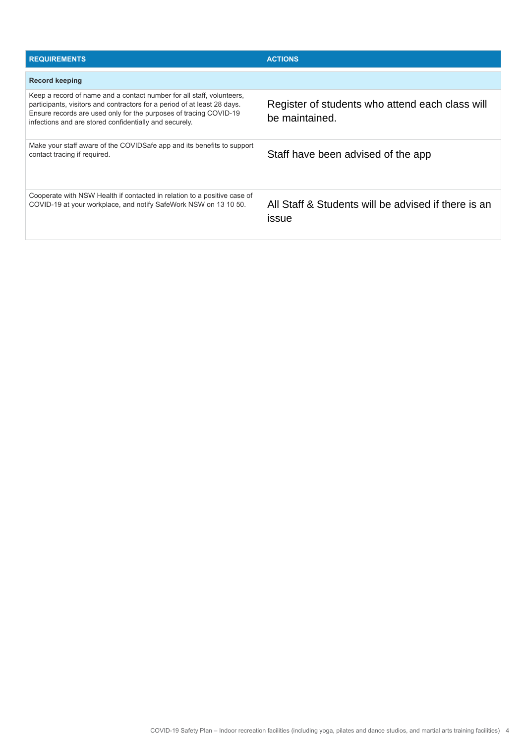| REQUIREMENTS | ACTIONS |
| --- | --- |
| **Record keeping** | |
| Keep a record of name and a contact number for all staff, volunteers, participants, visitors and contractors for a period of at least 28 days. Ensure records are used only for the purposes of tracing COVID-19 infections and are stored confidentially and securely. | Register of students who attend each class will be maintained. |
| Make your staff aware of the COVIDSafe app and its benefits to support contact tracing if required. | Staff have been advised of the app |
| Cooperate with NSW Health if contacted in relation to a positive case of COVID-19 at your workplace, and notify SafeWork NSW on 13 10 50. | All Staff & Students will be advised if there is an issue |